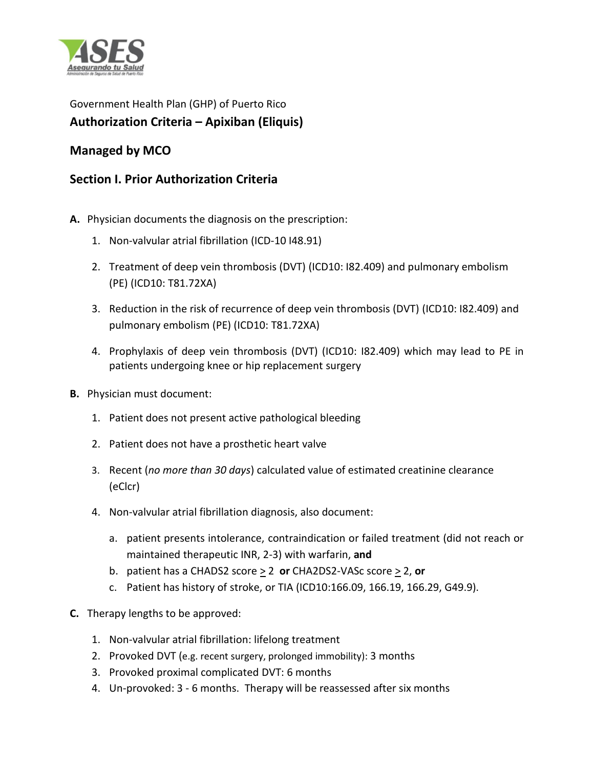Government Health Plan (GHP) of Puerto Rico

## Authorization Criteria – Apixiban (Eliquis)

## Managed by MCO

## Section I. Prior Authorization Criteria

**A.** Physician documents the diagnosis on the prescription:

1. Non-valvular atrial fibrillation (ICD-10 I48.91)
2. Treatment of deep vein thrombosis (DVT) (ICD10: I82.409) and pulmonary embolism (PE) (ICD10: T81.72XA)
3. Reduction in the risk of recurrence of deep vein thrombosis (DVT) (ICD10: I82.409) and pulmonary embolism (PE) (ICD10: T81.72XA)
4. Prophylaxis of deep vein thrombosis (DVT) (ICD10: I82.409) which may lead to PE in patients undergoing knee or hip replacement surgery

**B.** Physician must document:

1. Patient does not present active pathological bleeding
2. Patient does not have a prosthetic heart valve
3. Recent (*no more than 30 days*) calculated value of estimated creatinine clearance (eClcr)
4. Non-valvular atrial fibrillation diagnosis, also document:
   a. patient presents intolerance, contraindication or failed treatment (did not reach or maintained therapeutic INR, 2-3) with warfarin, **and**
   b. patient has a CHADS2 score $\geq$ 2 **or** CHA2DS2-VASc score $\geq$ 2, **or**
   c. Patient has history of stroke, or TIA (ICD10:166.09, 166.19, 166.29, G49.9).

**C.** Therapy lengths to be approved:

1. Non-valvular atrial fibrillation: lifelong treatment
2. Provoked DVT (e.g. recent surgery, prolonged immobility): 3 months
3. Provoked proximal complicated DVT: 6 months
4. Un-provoked: 3 - 6 months. Therapy will be reassessed after six months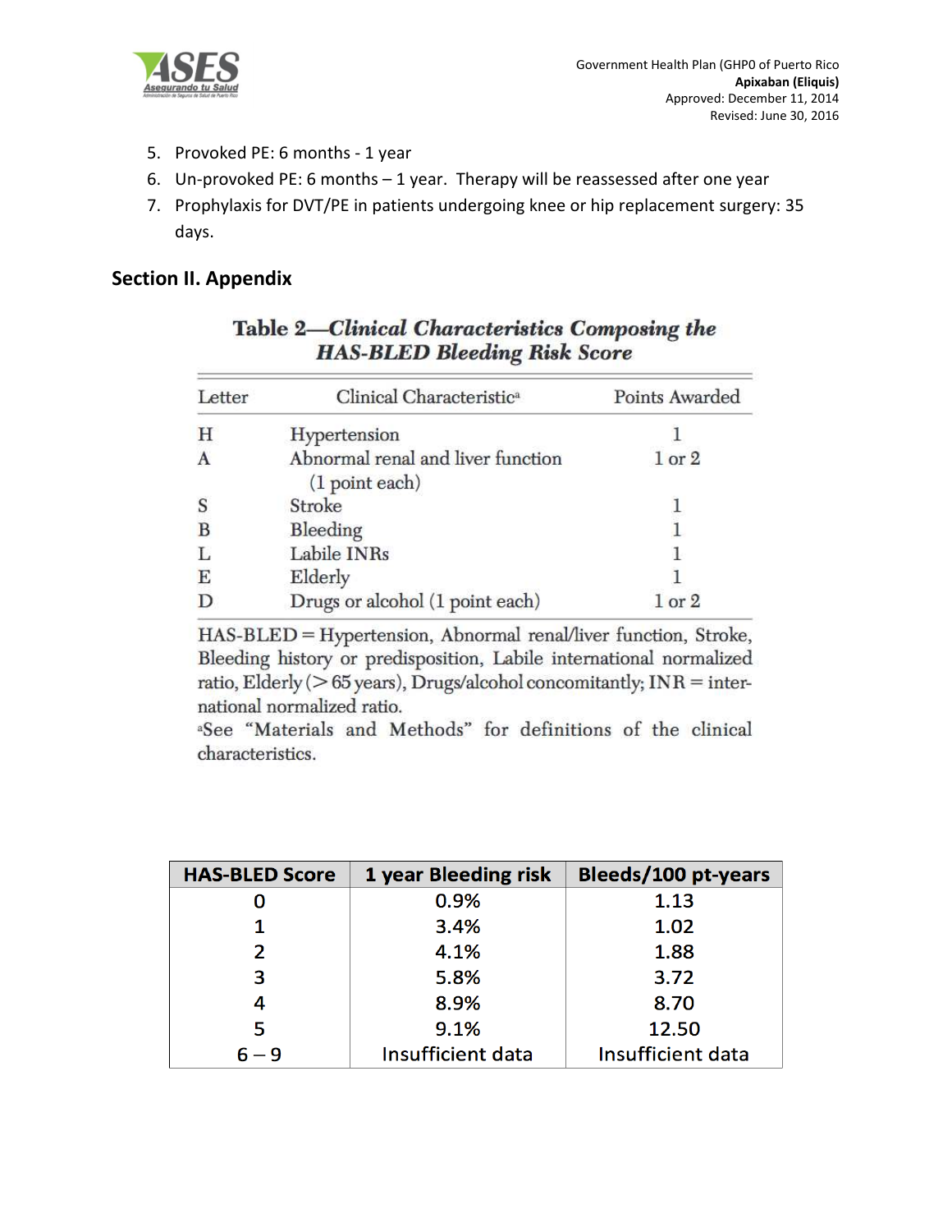5. Provoked PE: 6 months - 1 year
6. Un-provoked PE: 6 months – 1 year. Therapy will be reassessed after one year
7. Prophylaxis for DVT/PE in patients undergoing knee or hip replacement surgery: 35 days.

## Section II. Appendix

**Table 2—*Clinical Characteristics Composing the HAS-BLED Bleeding Risk Score***

| Letter | Clinical Characteristic[a] | Points Awarded |
|---|---|---|
| H | Hypertension | 1 |
| A | Abnormal renal and liver function (1 point each) | 1 or 2 |
| S | Stroke | 1 |
| B | Bleeding | 1 |
| L | Labile INRs | 1 |
| E | Elderly | 1 |
| D | Drugs or alcohol (1 point each) | 1 or 2 |

HAS-BLED = Hypertension, Abnormal renal/liver function, Stroke, Bleeding history or predisposition, Labile international normalized ratio, Elderly (> 65 years), Drugs/alcohol concomitantly; INR = international normalized ratio.

[a]See "Materials and Methods" for definitions of the clinical characteristics.

| HAS-BLED Score | 1 year Bleeding risk | Bleeds/100 pt-years |
|---|---|---|
| 0 | 0.9% | 1.13 |
| 1 | 3.4% | 1.02 |
| 2 | 4.1% | 1.88 |
| 3 | 5.8% | 3.72 |
| 4 | 8.9% | 8.70 |
| 5 | 9.1% | 12.50 |
| 6 – 9 | Insufficient data | Insufficient data |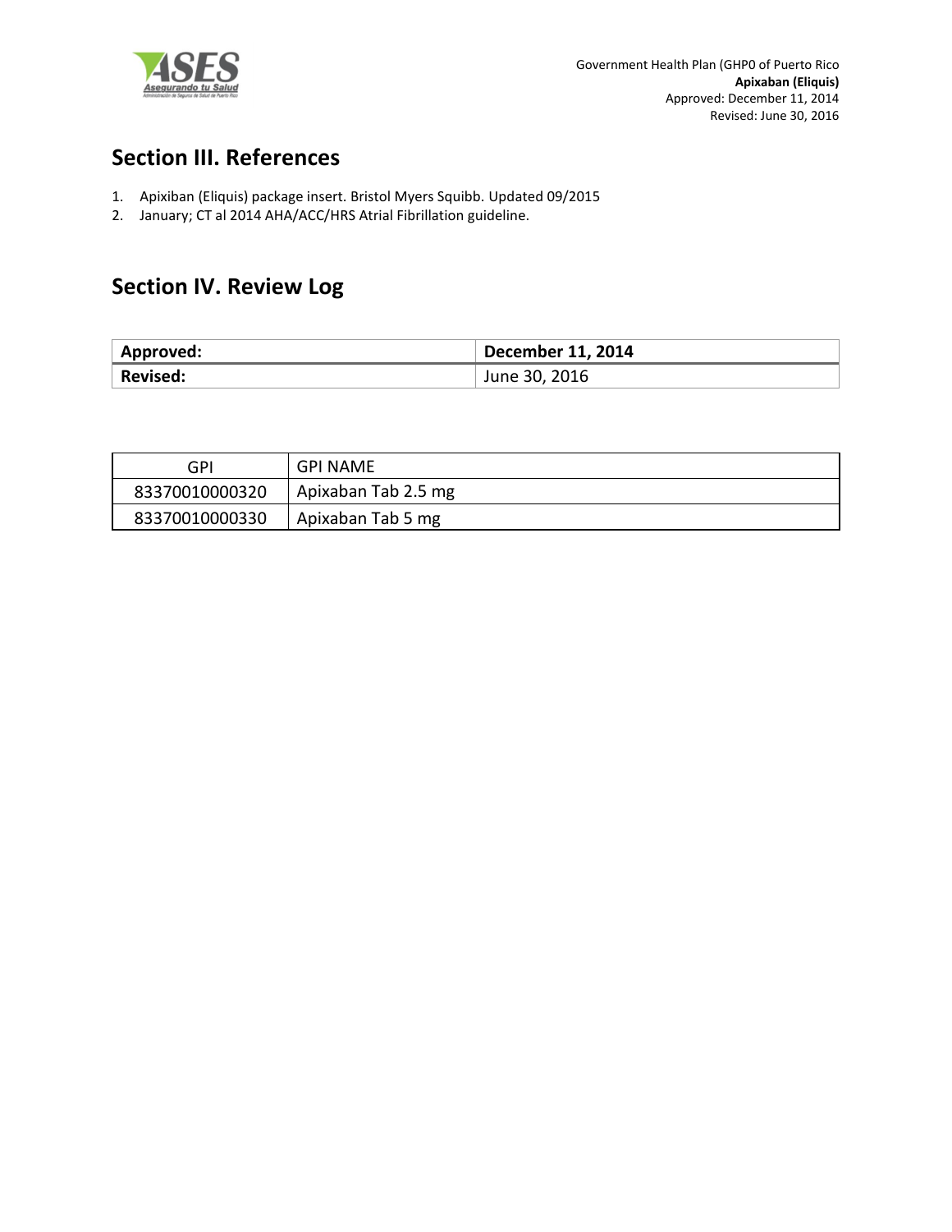## Section III. References

1. Apixiban (Eliquis) package insert. Bristol Myers Squibb. Updated 09/2015
2. January; CT al 2014 AHA/ACC/HRS Atrial Fibrillation guideline.

## Section IV. Review Log

| | |
|---|---|
| **Approved:** | **December 11, 2014** |
| **Revised:** | June 30, 2016 |

| GPI | GPI NAME |
|---|---|
| 83370010000320 | Apixaban Tab 2.5 mg |
| 83370010000330 | Apixaban Tab 5 mg |